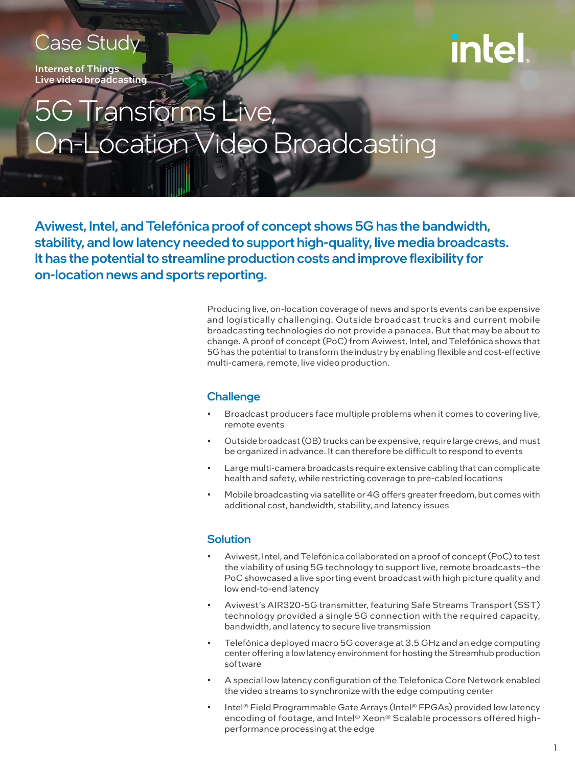Case Study

Internet of Things
Live video broadcasting

# 5G Transforms Live, On-Location Video Broadcasting

**Aviwest, Intel, and Telefónica proof of concept shows 5G has the bandwidth, stability, and low latency needed to support high-quality, live media broadcasts. It has the potential to streamline production costs and improve flexibility for on-location news and sports reporting.**

Producing live, on-location coverage of news and sports events can be expensive and logistically challenging. Outside broadcast trucks and current mobile broadcasting technologies do not provide a panacea. But that may be about to change. A proof of concept (PoC) from Aviwest, Intel, and Telefónica shows that 5G has the potential to transform the industry by enabling flexible and cost-effective multi-camera, remote, live video production.

## Challenge

- Broadcast producers face multiple problems when it comes to covering live, remote events
- Outside broadcast (OB) trucks can be expensive, require large crews, and must be organized in advance. It can therefore be difficult to respond to events
- Large multi-camera broadcasts require extensive cabling that can complicate health and safety, while restricting coverage to pre-cabled locations
- Mobile broadcasting via satellite or 4G offers greater freedom, but comes with additional cost, bandwidth, stability, and latency issues

## Solution

- Aviwest, Intel, and Telefónica collaborated on a proof of concept (PoC) to test the viability of using 5G technology to support live, remote broadcasts–the PoC showcased a live sporting event broadcast with high picture quality and low end-to-end latency
- Aviwest's AIR320-5G transmitter, featuring Safe Streams Transport (SST) technology provided a single 5G connection with the required capacity, bandwidth, and latency to secure live transmission
- Telefónica deployed macro 5G coverage at 3.5 GHz and an edge computing center offering a low latency environment for hosting the Streamhub production software
- A special low latency configuration of the Telefonica Core Network enabled the video streams to synchronize with the edge computing center
- Intel® Field Programmable Gate Arrays (Intel® FPGAs) provided low latency encoding of footage, and Intel® Xeon® Scalable processors offered high-performance processing at the edge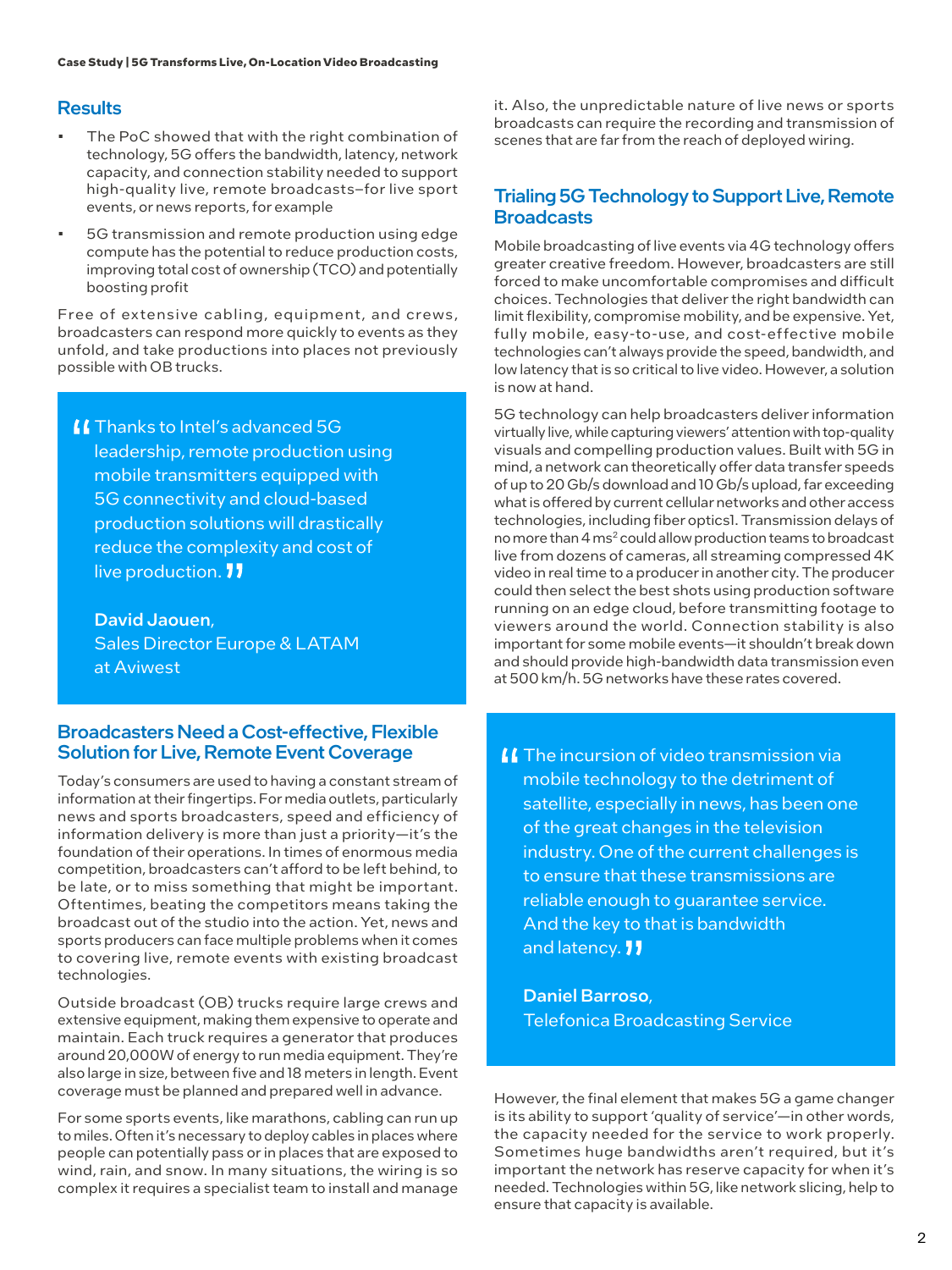## Results

- The PoC showed that with the right combination of technology, 5G offers the bandwidth, latency, network capacity, and connection stability needed to support high-quality live, remote broadcasts–for live sport events, or news reports, for example
- 5G transmission and remote production using edge compute has the potential to reduce production costs, improving total cost of ownership (TCO) and potentially boosting profit

Free of extensive cabling, equipment, and crews, broadcasters can respond more quickly to events as they unfold, and take productions into places not previously possible with OB trucks.

> "Thanks to Intel's advanced 5G leadership, remote production using mobile transmitters equipped with 5G connectivity and cloud-based production solutions will drastically reduce the complexity and cost of live production."
>
> **David Jaouen**, Sales Director Europe & LATAM at Aviwest

## Broadcasters Need a Cost-effective, Flexible Solution for Live, Remote Event Coverage

Today's consumers are used to having a constant stream of information at their fingertips. For media outlets, particularly news and sports broadcasters, speed and efficiency of information delivery is more than just a priority—it's the foundation of their operations. In times of enormous media competition, broadcasters can't afford to be left behind, to be late, or to miss something that might be important. Oftentimes, beating the competitors means taking the broadcast out of the studio into the action. Yet, news and sports producers can face multiple problems when it comes to covering live, remote events with existing broadcast technologies.

Outside broadcast (OB) trucks require large crews and extensive equipment, making them expensive to operate and maintain. Each truck requires a generator that produces around 20,000W of energy to run media equipment. They're also large in size, between five and 18 meters in length. Event coverage must be planned and prepared well in advance.

For some sports events, like marathons, cabling can run up to miles. Often it's necessary to deploy cables in places where people can potentially pass or in places that are exposed to wind, rain, and snow. In many situations, the wiring is so complex it requires a specialist team to install and manage it. Also, the unpredictable nature of live news or sports broadcasts can require the recording and transmission of scenes that are far from the reach of deployed wiring.

## Trialing 5G Technology to Support Live, Remote Broadcasts

Mobile broadcasting of live events via 4G technology offers greater creative freedom. However, broadcasters are still forced to make uncomfortable compromises and difficult choices. Technologies that deliver the right bandwidth can limit flexibility, compromise mobility, and be expensive. Yet, fully mobile, easy-to-use, and cost-effective mobile technologies can't always provide the speed, bandwidth, and low latency that is so critical to live video. However, a solution is now at hand.

5G technology can help broadcasters deliver information virtually live, while capturing viewers' attention with top-quality visuals and compelling production values. Built with 5G in mind, a network can theoretically offer data transfer speeds of up to 20 Gb/s download and 10 Gb/s upload, far exceeding what is offered by current cellular networks and other access technologies, including fiber optics[1]. Transmission delays of no more than 4 ms[2] could allow production teams to broadcast live from dozens of cameras, all streaming compressed 4K video in real time to a producer in another city. The producer could then select the best shots using production software running on an edge cloud, before transmitting footage to viewers around the world. Connection stability is also important for some mobile events—it shouldn't break down and should provide high-bandwidth data transmission even at 500 km/h. 5G networks have these rates covered.

> "The incursion of video transmission via mobile technology to the detriment of satellite, especially in news, has been one of the great changes in the television industry. One of the current challenges is to ensure that these transmissions are reliable enough to guarantee service. And the key to that is bandwidth and latency."
>
> **Daniel Barroso**, Telefonica Broadcasting Service

However, the final element that makes 5G a game changer is its ability to support 'quality of service'—in other words, the capacity needed for the service to work properly. Sometimes huge bandwidths aren't required, but it's important the network has reserve capacity for when it's needed. Technologies within 5G, like network slicing, help to ensure that capacity is available.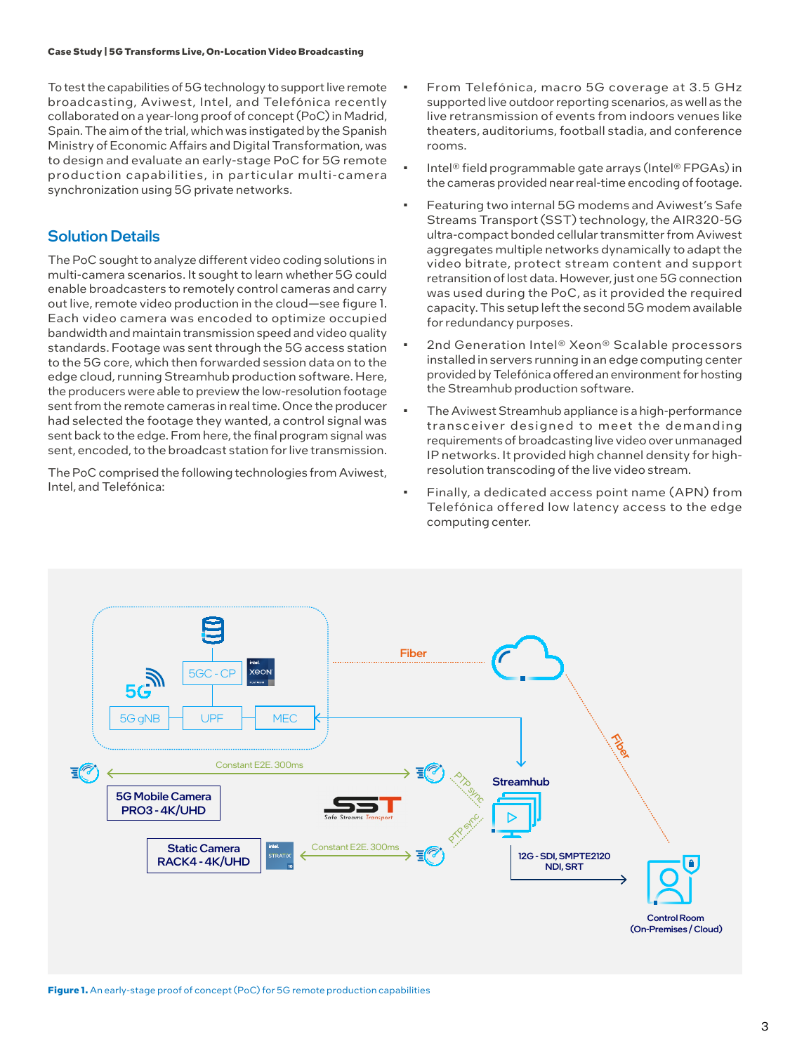To test the capabilities of 5G technology to support live remote broadcasting, Aviwest, Intel, and Telefónica recently collaborated on a year-long proof of concept (PoC) in Madrid, Spain. The aim of the trial, which was instigated by the Spanish Ministry of Economic Affairs and Digital Transformation, was to design and evaluate an early-stage PoC for 5G remote production capabilities, in particular multi-camera synchronization using 5G private networks.

## Solution Details

The PoC sought to analyze different video coding solutions in multi-camera scenarios. It sought to learn whether 5G could enable broadcasters to remotely control cameras and carry out live, remote video production in the cloud—see figure 1. Each video camera was encoded to optimize occupied bandwidth and maintain transmission speed and video quality standards. Footage was sent through the 5G access station to the 5G core, which then forwarded session data on to the edge cloud, running Streamhub production software. Here, the producers were able to preview the low-resolution footage sent from the remote cameras in real time. Once the producer had selected the footage they wanted, a control signal was sent back to the edge. From here, the final program signal was sent, encoded, to the broadcast station for live transmission.

The PoC comprised the following technologies from Aviwest, Intel, and Telefónica:

- From Telefónica, macro 5G coverage at 3.5 GHz supported live outdoor reporting scenarios, as well as the live retransmission of events from indoors venues like theaters, auditoriums, football stadia, and conference rooms.
- Intel® field programmable gate arrays (Intel® FPGAs) in the cameras provided near real-time encoding of footage.
- Featuring two internal 5G modems and Aviwest's Safe Streams Transport (SST) technology, the AIR320-5G ultra-compact bonded cellular transmitter from Aviwest aggregates multiple networks dynamically to adapt the video bitrate, protect stream content and support retransition of lost data. However, just one 5G connection was used during the PoC, as it provided the required capacity. This setup left the second 5G modem available for redundancy purposes.
- 2nd Generation Intel® Xeon® Scalable processors installed in servers running in an edge computing center provided by Telefónica offered an environment for hosting the Streamhub production software.
- The Aviwest Streamhub appliance is a high-performance transceiver designed to meet the demanding requirements of broadcasting live video over unmanaged IP networks. It provided high channel density for high-resolution transcoding of the live video stream.
- Finally, a dedicated access point name (APN) from Telefónica offered low latency access to the edge computing center.

**Figure 1.** An early-stage proof of concept (PoC) for 5G remote production capabilities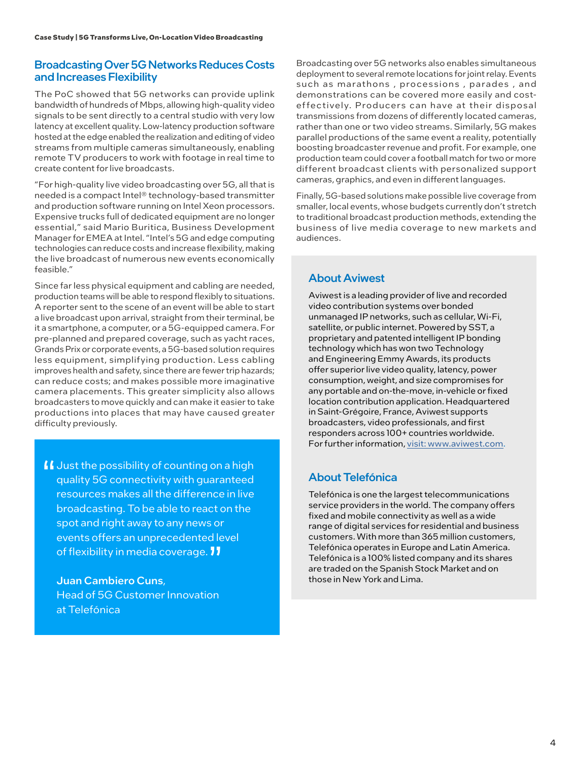## Broadcasting Over 5G Networks Reduces Costs and Increases Flexibility

The PoC showed that 5G networks can provide uplink bandwidth of hundreds of Mbps, allowing high-quality video signals to be sent directly to a central studio with very low latency at excellent quality. Low-latency production software hosted at the edge enabled the realization and editing of video streams from multiple cameras simultaneously, enabling remote TV producers to work with footage in real time to create content for live broadcasts.

"For high-quality live video broadcasting over 5G, all that is needed is a compact Intel® technology-based transmitter and production software running on Intel Xeon processors. Expensive trucks full of dedicated equipment are no longer essential," said Mario Buritica, Business Development Manager for EMEA at Intel. "Intel's 5G and edge computing technologies can reduce costs and increase flexibility, making the live broadcast of numerous new events economically feasible."

Since far less physical equipment and cabling are needed, production teams will be able to respond flexibly to situations. A reporter sent to the scene of an event will be able to start a live broadcast upon arrival, straight from their terminal, be it a smartphone, a computer, or a 5G-equipped camera. For pre-planned and prepared coverage, such as yacht races, Grands Prix or corporate events, a 5G-based solution requires less equipment, simplifying production. Less cabling improves health and safety, since there are fewer trip hazards; can reduce costs; and makes possible more imaginative camera placements. This greater simplicity also allows broadcasters to move quickly and can make it easier to take productions into places that may have caused greater difficulty previously.

> "Just the possibility of counting on a high quality 5G connectivity with guaranteed resources makes all the difference in live broadcasting. To be able to react on the spot and right away to any news or events offers an unprecedented level of flexibility in media coverage."
>
> **Juan Cambiero Cuns**, Head of 5G Customer Innovation at Telefónica

Broadcasting over 5G networks also enables simultaneous deployment to several remote locations for joint relay. Events such as marathons , processions , parades , and demonstrations can be covered more easily and cost-effectively. Producers can have at their disposal transmissions from dozens of differently located cameras, rather than one or two video streams. Similarly, 5G makes parallel productions of the same event a reality, potentially boosting broadcaster revenue and profit. For example, one production team could cover a football match for two or more different broadcast clients with personalized support cameras, graphics, and even in different languages.

Finally, 5G-based solutions make possible live coverage from smaller, local events, whose budgets currently don't stretch to traditional broadcast production methods, extending the business of live media coverage to new markets and audiences.

### About Aviwest

Aviwest is a leading provider of live and recorded video contribution systems over bonded unmanaged IP networks, such as cellular, Wi-Fi, satellite, or public internet. Powered by SST, a proprietary and patented intelligent IP bonding technology which has won two Technology and Engineering Emmy Awards, its products offer superior live video quality, latency, power consumption, weight, and size compromises for any portable and on-the-move, in-vehicle or fixed location contribution application. Headquartered in Saint-Grégoire, France, Aviwest supports broadcasters, video professionals, and first responders across 100+ countries worldwide. For further information, visit: www.aviwest.com.

### About Telefónica

Telefónica is one the largest telecommunications service providers in the world. The company offers fixed and mobile connectivity as well as a wide range of digital services for residential and business customers. With more than 365 million customers, Telefónica operates in Europe and Latin America. Telefónica is a 100% listed company and its shares are traded on the Spanish Stock Market and on those in New York and Lima.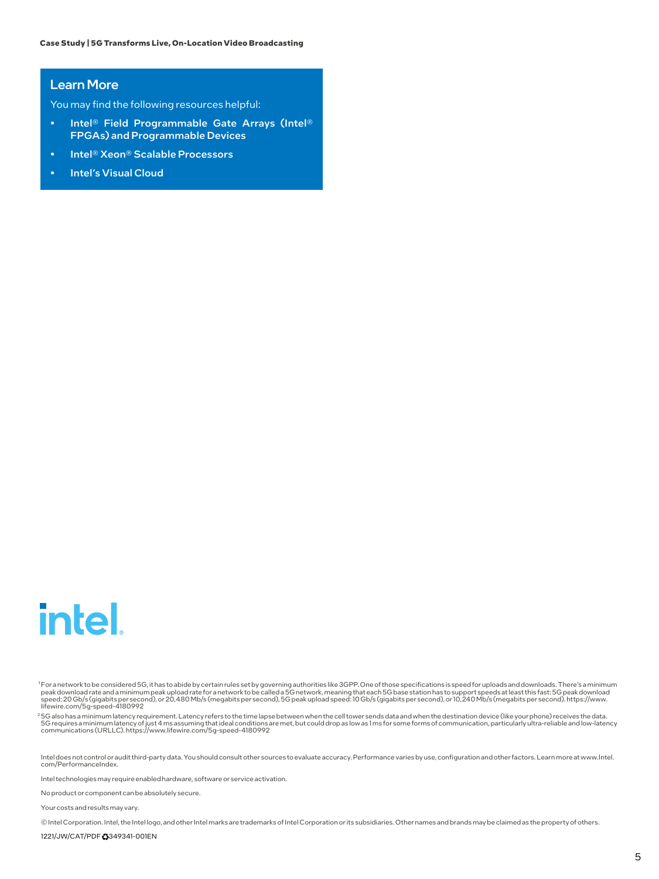## Learn More

You may find the following resources helpful:

- **Intel® Field Programmable Gate Arrays (Intel® FPGAs) and Programmable Devices**
- **Intel® Xeon® Scalable Processors**
- **Intel's Visual Cloud**

[1] For a network to be considered 5G, it has to abide by certain rules set by governing authorities like 3GPP. One of those specifications is speed for uploads and downloads. There's a minimum peak download rate and a minimum peak upload rate for a network to be called a 5G network, meaning that each 5G base station has to support speeds at least this fast: 5G peak download speed: 20 Gb/s (gigabits per second), or 20,480 Mb/s (megabits per second), 5G peak upload speed: 10 Gb/s (gigabits per second), or 10,240 Mb/s (megabits per second). https://www.lifewire.com/5g-speed-4180992

[2] 5G also has a minimum latency requirement. Latency refers to the time lapse between when the cell tower sends data and when the destination device (like your phone) receives the data. 5G requires a minimum latency of just 4 ms assuming that ideal conditions are met, but could drop as low as 1 ms for some forms of communication, particularly ultra-reliable and low-latency communications (URLLC). https://www.lifewire.com/5g-speed-4180992

Intel does not control or audit third-party data. You should consult other sources to evaluate accuracy. Performance varies by use, configuration and other factors. Learn more at www.Intel.com/PerformanceIndex.

Intel technologies may require enabled hardware, software or service activation.

No product or component can be absolutely secure.

Your costs and results may vary.

© Intel Corporation. Intel, the Intel logo, and other Intel marks are trademarks of Intel Corporation or its subsidiaries. Other names and brands may be claimed as the property of others.

1221/JW/CAT/PDF 349341-001EN